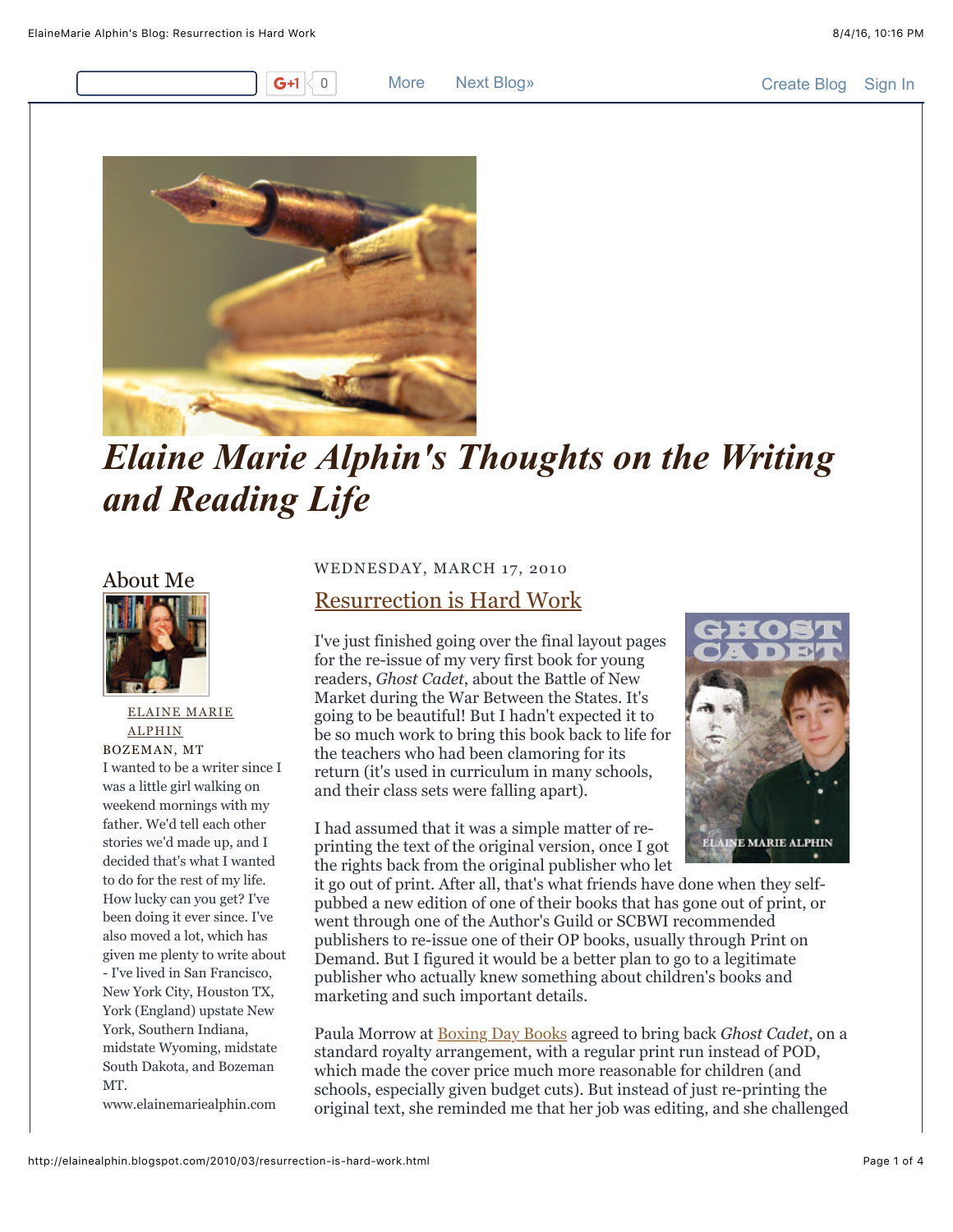# Elaine Marie Alphin's Thoughts on the Writing and Reading Life

## About Me

ELAINE MARIE ALPHIN

BOZEMAN, MT

I wanted to be a writer since I was a little girl walking on weekend mornings with my father. We'd tell each other stories we'd made up, and I decided that's what I wanted to do for the rest of my life. How lucky can you get? I've been doing it ever since. I've also moved a lot, which has given me plenty to write about - I've lived in San Francisco, New York City, Houston TX, York (England) upstate New York, Southern Indiana, midstate Wyoming, midstate South Dakota, and Bozeman MT.

www.elainemariealphin.com

WEDNESDAY, MARCH 17, 2010

## Resurrection is Hard Work

I've just finished going over the final layout pages for the re-issue of my very first book for young readers, *Ghost Cadet*, about the Battle of New Market during the War Between the States. It's going to be beautiful! But I hadn't expected it to be so much work to bring this book back to life for the teachers who had been clamoring for its return (it's used in curriculum in many schools, and their class sets were falling apart).

I had assumed that it was a simple matter of re-printing the text of the original version, once I got the rights back from the original publisher who let it go out of print. After all, that's what friends have done when they self-pubbed a new edition of one of their books that has gone out of print, or went through one of the Author's Guild or SCBWI recommended publishers to re-issue one of their OP books, usually through Print on Demand. But I figured it would be a better plan to go to a legitimate publisher who actually knew something about children's books and marketing and such important details.

Paula Morrow at Boxing Day Books agreed to bring back *Ghost Cadet*, on a standard royalty arrangement, with a regular print run instead of POD, which made the cover price much more reasonable for children (and schools, especially given budget cuts). But instead of just re-printing the original text, she reminded me that her job was editing, and she challenged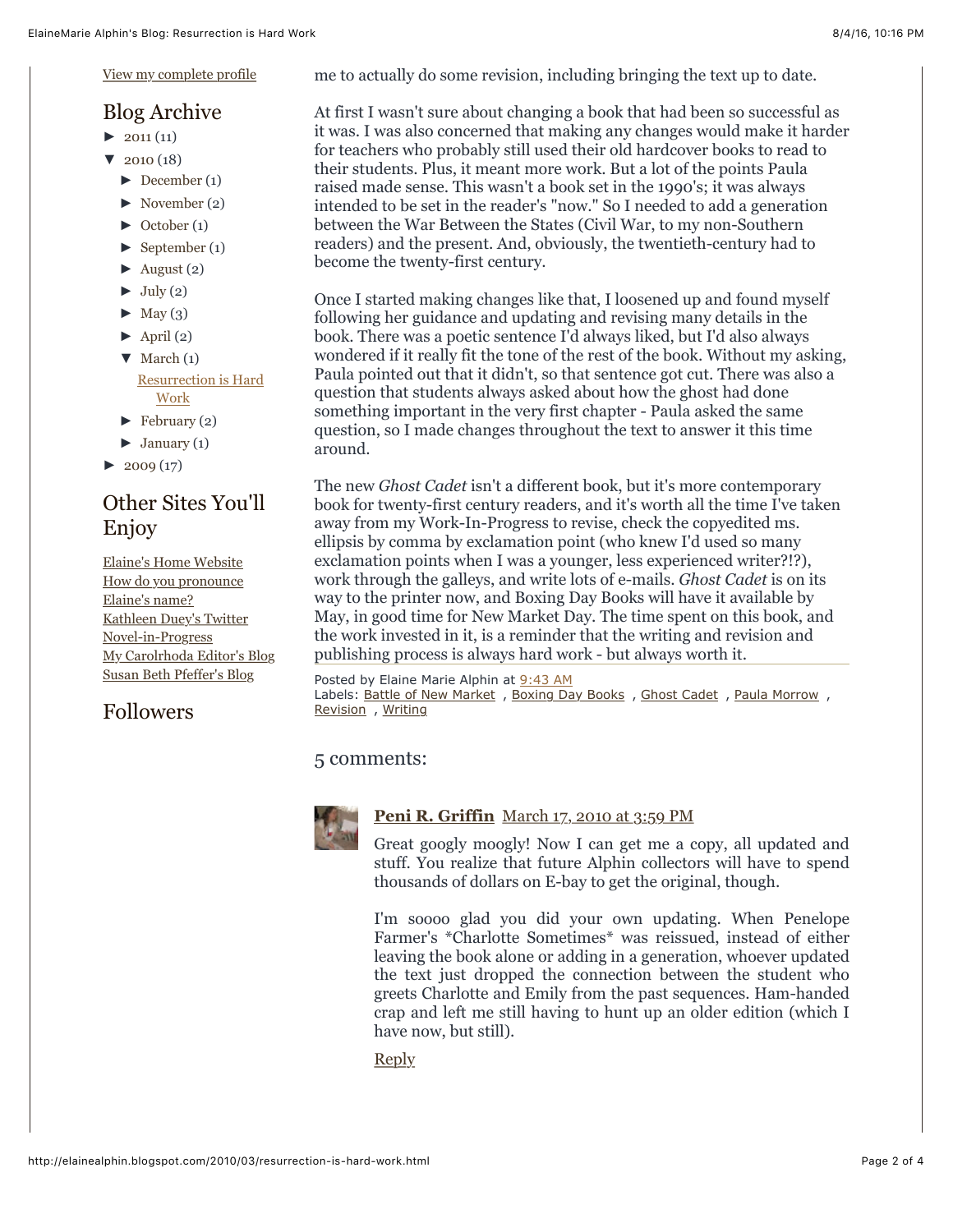[View my complete profile](#)

## Blog Archive

- ► 2011 (11)
- ▼ 2010 (18)
  - ► December (1)
  - ► November (2)
  - ► October (1)
  - ► September (1)
  - ► August (2)
  - ► July (2)
  - ► May (3)
  - ► April (2)
  - ▼ March (1)
    - Resurrection is Hard Work
  - ► February (2)
  - ► January (1)
- ► 2009 (17)

## Other Sites You'll Enjoy

- Elaine's Home Website
- How do you pronounce Elaine's name?
- Kathleen Duey's Twitter Novel-in-Progress
- My Carolrhoda Editor's Blog
- Susan Beth Pfeffer's Blog

## Followers

me to actually do some revision, including bringing the text up to date.

At first I wasn't sure about changing a book that had been so successful as it was. I was also concerned that making any changes would make it harder for teachers who probably still used their old hardcover books to read to their students. Plus, it meant more work. But a lot of the points Paula raised made sense. This wasn't a book set in the 1990's; it was always intended to be set in the reader's "now." So I needed to add a generation between the War Between the States (Civil War, to my non-Southern readers) and the present. And, obviously, the twentieth-century had to become the twenty-first century.

Once I started making changes like that, I loosened up and found myself following her guidance and updating and revising many details in the book. There was a poetic sentence I'd always liked, but I'd also always wondered if it really fit the tone of the rest of the book. Without my asking, Paula pointed out that it didn't, so that sentence got cut. There was also a question that students always asked about how the ghost had done something important in the very first chapter - Paula asked the same question, so I made changes throughout the text to answer it this time around.

The new *Ghost Cadet* isn't a different book, but it's more contemporary book for twenty-first century readers, and it's worth all the time I've taken away from my Work-In-Progress to revise, check the copyedited ms. ellipsis by comma by exclamation point (who knew I'd used so many exclamation points when I was a younger, less experienced writer?!?), work through the galleys, and write lots of e-mails. *Ghost Cadet* is on its way to the printer now, and Boxing Day Books will have it available by May, in good time for New Market Day. The time spent on this book, and the work invested in it, is a reminder that the writing and revision and publishing process is always hard work - but always worth it.

Posted by Elaine Marie Alphin at 9:43 AM
Labels: Battle of New Market , Boxing Day Books , Ghost Cadet , Paula Morrow , Revision , Writing

### 5 comments:

**Peni R. Griffin** March 17, 2010 at 3:59 PM

Great googly moogly! Now I can get me a copy, all updated and stuff. You realize that future Alphin collectors will have to spend thousands of dollars on E-bay to get the original, though.

I'm soooo glad you did your own updating. When Penelope Farmer's *Charlotte Sometimes* was reissued, instead of either leaving the book alone or adding in a generation, whoever updated the text just dropped the connection between the student who greets Charlotte and Emily from the past sequences. Ham-handed crap and left me still having to hunt up an older edition (which I have now, but still).

Reply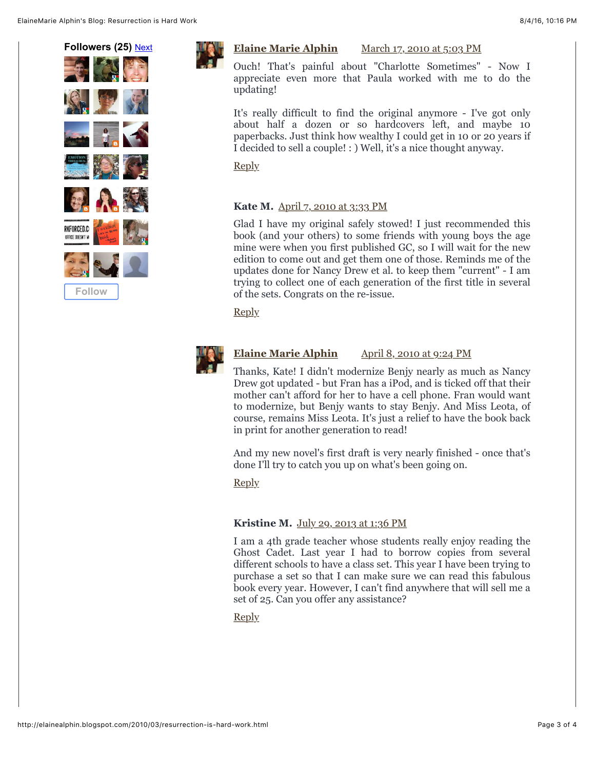**Followers (25)** Next

Follow

**Elaine Marie Alphin** March 17, 2010 at 5:03 PM

Ouch! That's painful about "Charlotte Sometimes" - Now I appreciate even more that Paula worked with me to do the updating!

It's really difficult to find the original anymore - I've got only about half a dozen or so hardcovers left, and maybe 10 paperbacks. Just think how wealthy I could get in 10 or 20 years if I decided to sell a couple! : ) Well, it's a nice thought anyway.

Reply

**Kate M.** April 7, 2010 at 3:33 PM

Glad I have my original safely stowed! I just recommended this book (and your others) to some friends with young boys the age mine were when you first published GC, so I will wait for the new edition to come out and get them one of those. Reminds me of the updates done for Nancy Drew et al. to keep them "current" - I am trying to collect one of each generation of the first title in several of the sets. Congrats on the re-issue.

Reply

**Elaine Marie Alphin** April 8, 2010 at 9:24 PM

Thanks, Kate! I didn't modernize Benjy nearly as much as Nancy Drew got updated - but Fran has a iPod, and is ticked off that their mother can't afford for her to have a cell phone. Fran would want to modernize, but Benjy wants to stay Benjy. And Miss Leota, of course, remains Miss Leota. It's just a relief to have the book back in print for another generation to read!

And my new novel's first draft is very nearly finished - once that's done I'll try to catch you up on what's been going on.

Reply

**Kristine M.** July 29, 2013 at 1:36 PM

I am a 4th grade teacher whose students really enjoy reading the Ghost Cadet. Last year I had to borrow copies from several different schools to have a class set. This year I have been trying to purchase a set so that I can make sure we can read this fabulous book every year. However, I can't find anywhere that will sell me a set of 25. Can you offer any assistance?

Reply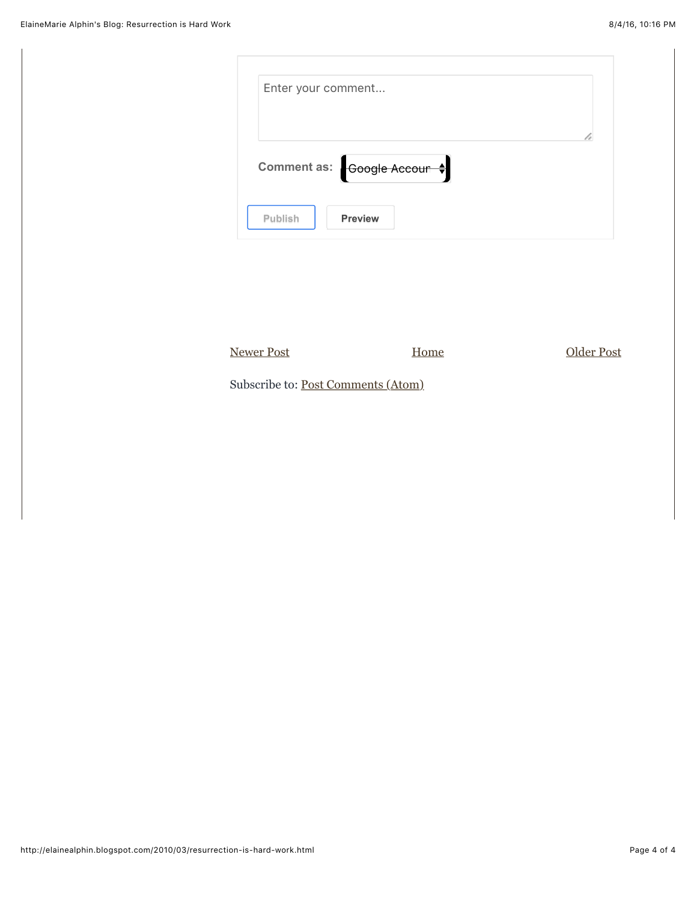Enter your comment...

Comment as: ~~Google Accour~~

Publish Preview

Newer Post Home Older Post

Subscribe to: Post Comments (Atom)